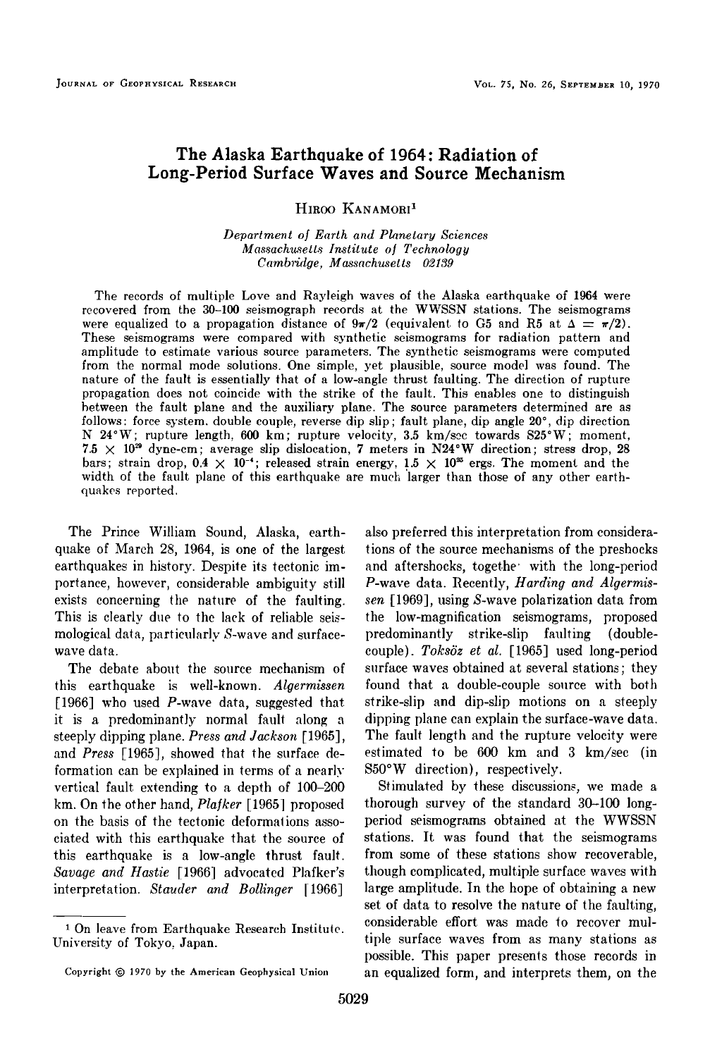# The Alaska Earthquake of 1964: Radiation of Long-Period Surface Waves and Source Mechanism

HIROO KANAMORI[1]

*Department of Earth and Planetary Sciences*
*Massachusetts Institute of Technology*
*Cambridge, Massachusetts 02139*

The records of multiple Love and Rayleigh waves of the Alaska earthquake of 1964 were recovered from the 30–100 seismograph records at the WWSSN stations. The seismograms were equalized to a propagation distance of $9\pi/2$ (equivalent to G5 and R5 at $\Delta = \pi/2$). These seismograms were compared with synthetic seismograms for radiation pattern and amplitude to estimate various source parameters. The synthetic seismograms were computed from the normal mode solutions. One simple, yet plausible, source model was found. The nature of the fault is essentially that of a low-angle thrust faulting. The direction of rupture propagation does not coincide with the strike of the fault. This enables one to distinguish between the fault plane and the auxiliary plane. The source parameters determined are as follows: force system, double couple, reverse dip slip; fault plane, dip angle 20°, dip direction N 24°W; rupture length, 600 km; rupture velocity, 3.5 km/sec towards S25°W; moment, $7.5 \times 10^{29}$ dyne-cm; average slip dislocation, 7 meters in N24°W direction; stress drop, 28 bars; strain drop, $0.4 \times 10^{-4}$; released strain energy, $1.5 \times 10^{25}$ ergs. The moment and the width of the fault plane of this earthquake are much larger than those of any other earthquakes reported.

The Prince William Sound, Alaska, earthquake of March 28, 1964, is one of the largest earthquakes in history. Despite its tectonic importance, however, considerable ambiguity still exists concerning the nature of the faulting. This is clearly due to the lack of reliable seismological data, particularly $S$-wave and surface-wave data.

The debate about the source mechanism of this earthquake is well-known. *Algermissen* [1966] who used $P$-wave data, suggested that it is a predominantly normal fault along a steeply dipping plane. *Press and Jackson* [1965], and *Press* [1965], showed that the surface deformation can be explained in terms of a nearly vertical fault extending to a depth of 100–200 km. On the other hand, *Plafker* [1965] proposed on the basis of the tectonic deformations associated with this earthquake that the source of this earthquake is a low-angle thrust fault. *Savage and Hastie* [1966] advocated Plafker's interpretation. *Stauder and Bollinger* [1966] also preferred this interpretation from considerations of the source mechanisms of the preshocks and aftershocks, together with the long-period $P$-wave data. Recently, *Harding and Algermissen* [1969], using $S$-wave polarization data from the low-magnification seismograms, proposed predominantly strike-slip faulting (double-couple). *Toksöz et al.* [1965] used long-period surface waves obtained at several stations; they found that a double-couple source with both strike-slip and dip-slip motions on a steeply dipping plane can explain the surface-wave data. The fault length and the rupture velocity were estimated to be 600 km and 3 km/sec (in S50°W direction), respectively.

Stimulated by these discussions, we made a thorough survey of the standard 30–100 long-period seismograms obtained at the WWSSN stations. It was found that the seismograms from some of these stations show recoverable, though complicated, multiple surface waves with large amplitude. In the hope of obtaining a new set of data to resolve the nature of the faulting, considerable effort was made to recover multiple surface waves from as many stations as possible. This paper presents those records in an equalized form, and interprets them, on the

[1] On leave from Earthquake Research Institute, University of Tokyo, Japan.

Copyright © 1970 by the American Geophysical Union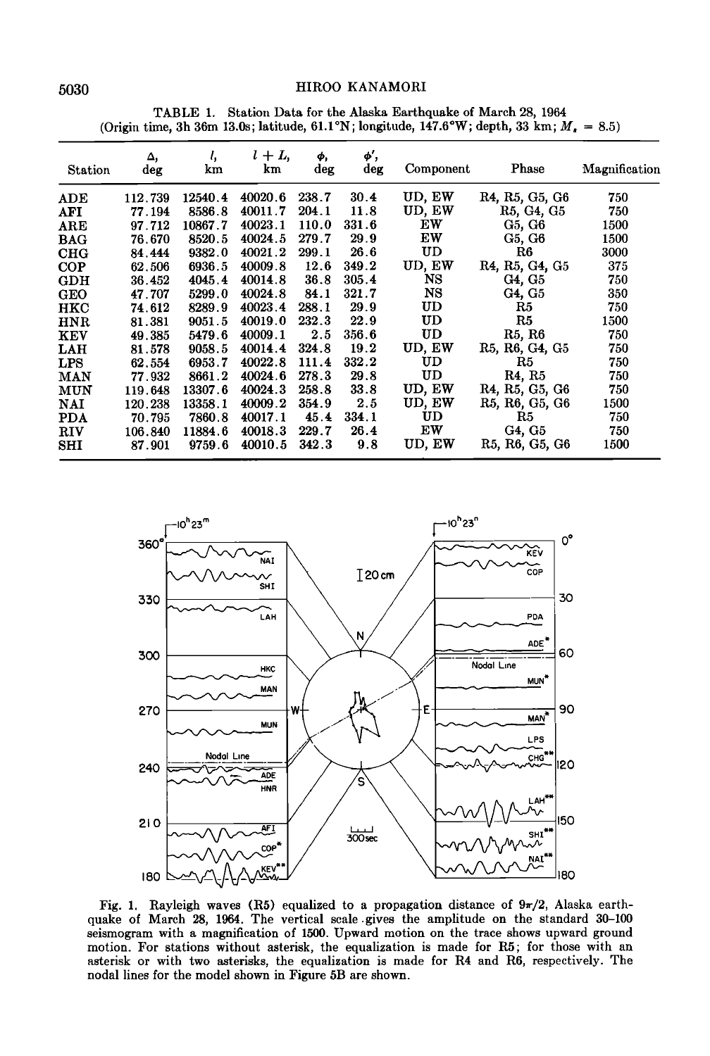TABLE 1. Station Data for the Alaska Earthquake of March 28, 1964
(Origin time, 3h 36m 13.0s; latitude, 61.1°N; longitude, 147.6°W; depth, 33 km; $M_s$ = 8.5)

| Station | $\Delta$, deg | $l$, km | $l + L$, km | $\phi$, deg | $\phi'$, deg | Component | Phase | Magnification |
|---|---|---|---|---|---|---|---|---|
| ADE | 112.739 | 12540.4 | 40020.6 | 238.7 | 30.4 | UD, EW | R4, R5, G5, G6 | 750 |
| AFI | 77.194 | 8586.8 | 40011.7 | 204.1 | 11.8 | UD, EW | R5, G4, G5 | 750 |
| ARE | 97.712 | 10867.7 | 40023.1 | 110.0 | 331.6 | EW | G5, G6 | 1500 |
| BAG | 76.670 | 8520.5 | 40024.5 | 279.7 | 29.9 | EW | G5, G6 | 1500 |
| CHG | 84.444 | 9382.0 | 40021.2 | 299.1 | 26.6 | UD | R6 | 3000 |
| COP | 62.506 | 6936.5 | 40009.8 | 12.6 | 349.2 | UD, EW | R4, R5, G4, G5 | 375 |
| GDH | 36.452 | 4045.4 | 40014.8 | 36.8 | 305.4 | NS | G4, G5 | 750 |
| GEO | 47.707 | 5299.0 | 40024.8 | 84.1 | 321.7 | NS | G4, G5 | 350 |
| HKC | 74.612 | 8289.9 | 40023.4 | 288.1 | 29.9 | UD | R5 | 750 |
| HNR | 81.381 | 9051.5 | 40019.0 | 232.3 | 22.9 | UD | R5 | 1500 |
| KEV | 49.385 | 5479.6 | 40009.1 | 2.5 | 356.6 | UD | R5, R6 | 750 |
| LAH | 81.578 | 9058.5 | 40014.4 | 324.8 | 19.2 | UD, EW | R5, R6, G4, G5 | 750 |
| LPS | 62.554 | 6953.7 | 40022.8 | 111.4 | 332.2 | UD | R5 | 750 |
| MAN | 77.932 | 8661.2 | 40024.6 | 278.3 | 29.8 | UD | R4, R5 | 750 |
| MUN | 119.648 | 13307.6 | 40024.3 | 258.8 | 33.8 | UD, EW | R4, R5, G5, G6 | 750 |
| NAI | 120.238 | 13358.1 | 40009.2 | 354.9 | 2.5 | UD, EW | R5, R6, G5, G6 | 1500 |
| PDA | 70.795 | 7860.8 | 40017.1 | 45.4 | 334.1 | UD | R5 | 750 |
| RIV | 106.840 | 11884.6 | 40018.3 | 229.7 | 26.4 | EW | G4, G5 | 750 |
| SHI | 87.901 | 9759.6 | 40010.5 | 342.3 | 9.8 | UD, EW | R5, R6, G5, G6 | 1500 |

Fig. 1. Rayleigh waves (R5) equalized to a propagation distance of $9\pi/2$, Alaska earthquake of March 28, 1964. The vertical scale gives the amplitude on the standard 30–100 seismogram with a magnification of 1500. Upward motion on the trace shows upward ground motion. For stations without asterisk, the equalization is made for R5; for those with an asterisk or with two asterisks, the equalization is made for R4 and R6, respectively. The nodal lines for the model shown in Figure 5B are shown.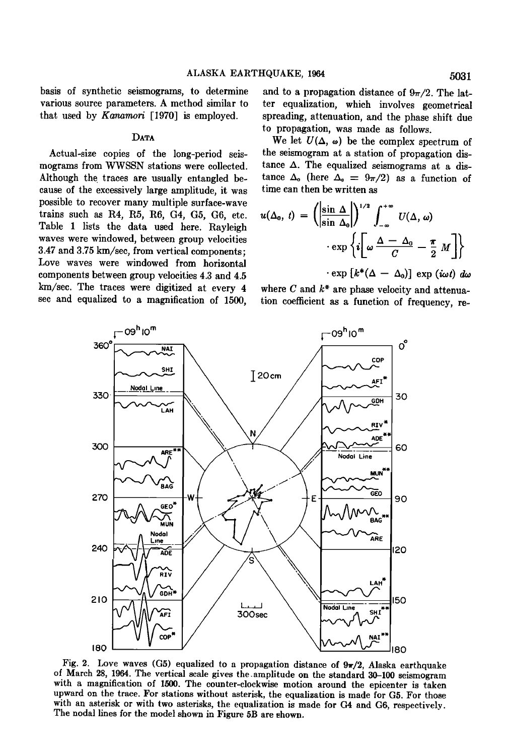basis of synthetic seismograms, to determine various source parameters. A method similar to that used by *Kanamori* [1970] is employed.

## Data

Actual-size copies of the long-period seismograms from WWSSN stations were collected. Although the traces are usually entangled because of the excessively large amplitude, it was possible to recover many multiple surface-wave trains such as R4, R5, R6, G4, G5, G6, etc. Table 1 lists the data used here. Rayleigh waves were windowed, between group velocities 3.47 and 3.75 km/sec, from vertical components; Love waves were windowed from horizontal components between group velocities 4.3 and 4.5 km/sec. The traces were digitized at every 4 sec and equalized to a magnification of 1500, and to a propagation distance of $9\pi/2$. The latter equalization, which involves geometrical spreading, attenuation, and the phase shift due to propagation, was made as follows.

We let $U(\Delta, \omega)$ be the complex spectrum of the seismogram at a station of propagation distance $\Delta$. The equalized seismograms at a distance $\Delta_0$ (here $\Delta_0 = 9\pi/2$) as a function of time can then be written as

$$u(\Delta_0, t) = \left(\left|\frac{\sin \Delta}{\sin \Delta_0}\right|\right)^{1/2} \int_{-\infty}^{+\infty} U(\Delta, \omega) \cdot \exp\left\{i\left[\omega \frac{\Delta - \Delta_0}{C} - \frac{\pi}{2} M\right]\right\} \cdot \exp\left[k^*(\Delta - \Delta_0)\right] \exp(i\omega t)\, d\omega$$

where $C$ and $k^*$ are phase velocity and attenuation coefficient as a function of frequency, re-

Fig. 2. Love waves (G5) equalized to a propagation distance of $9\pi/2$, Alaska earthquake of March 28, 1964. The vertical scale gives the amplitude on the standard 30–100 seismogram with a magnification of 1500. The counter-clockwise motion around the epicenter is taken upward on the trace. For stations without asterisk, the equalization is made for G5. For those with an asterisk or with two asterisks, the equalization is made for G4 and G6, respectively. The nodal lines for the model shown in Figure 5B are shown.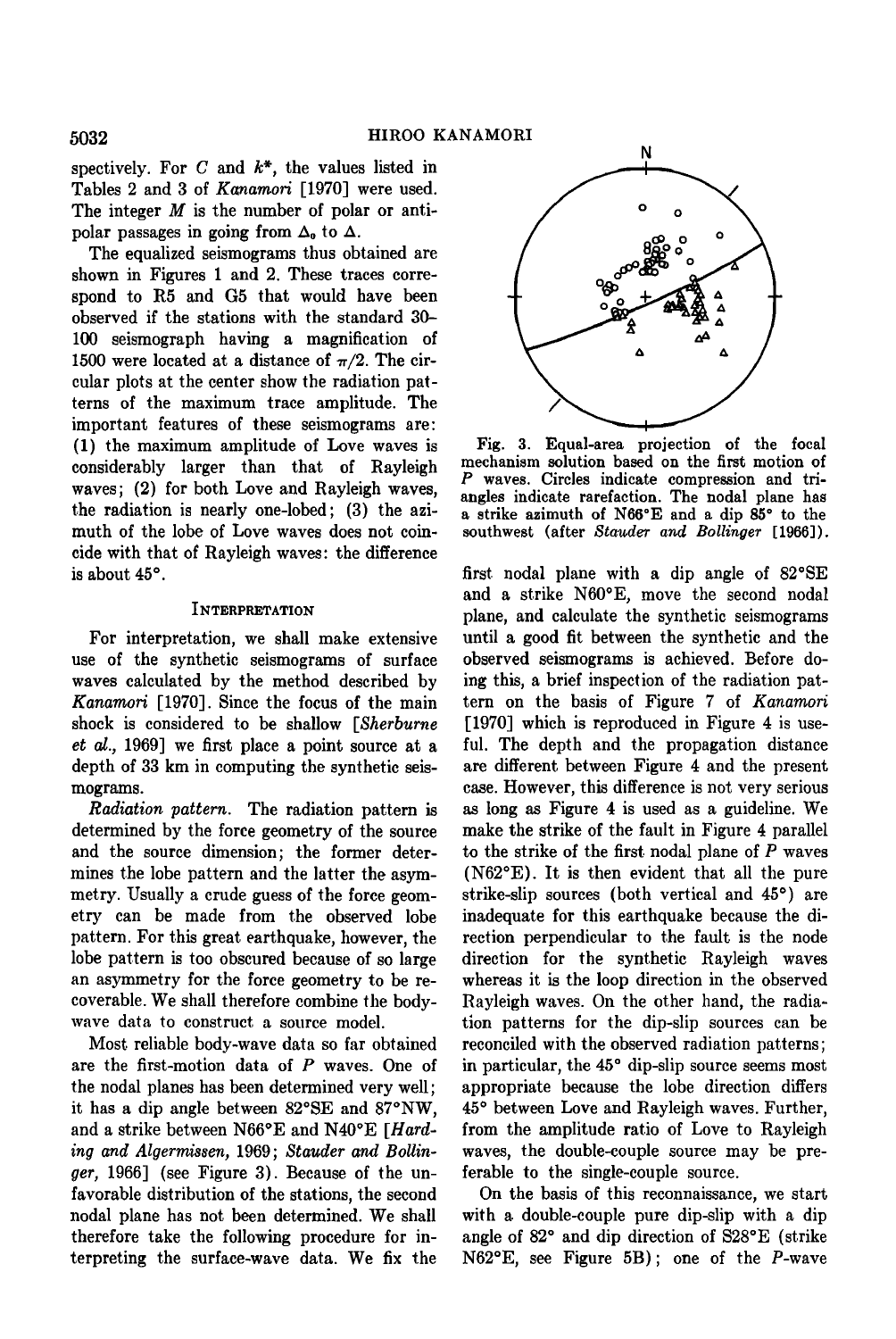spectively. For $C$ and $k^*$, the values listed in Tables 2 and 3 of *Kanamori* [1970] were used. The integer $M$ is the number of polar or antipolar passages in going from $\Delta_0$ to $\Delta$.

The equalized seismograms thus obtained are shown in Figures 1 and 2. These traces correspond to R5 and G5 that would have been observed if the stations with the standard 30–100 seismograph having a magnification of 1500 were located at a distance of $\pi/2$. The circular plots at the center show the radiation patterns of the maximum trace amplitude. The important features of these seismograms are: (1) the maximum amplitude of Love waves is considerably larger than that of Rayleigh waves; (2) for both Love and Rayleigh waves, the radiation is nearly one-lobed; (3) the azimuth of the lobe of Love waves does not coincide with that of Rayleigh waves: the difference is about 45°.

## Interpretation

For interpretation, we shall make extensive use of the synthetic seismograms of surface waves calculated by the method described by *Kanamori* [1970]. Since the focus of the main shock is considered to be shallow [*Sherburne et al.*, 1969] we first place a point source at a depth of 33 km in computing the synthetic seismograms.

*Radiation pattern.* The radiation pattern is determined by the force geometry of the source and the source dimension; the former determines the lobe pattern and the latter the asymmetry. Usually a crude guess of the force geometry can be made from the observed lobe pattern. For this great earthquake, however, the lobe pattern is too obscured because of so large an asymmetry for the force geometry to be recoverable. We shall therefore combine the body-wave data to construct a source model.

Most reliable body-wave data so far obtained are the first-motion data of $P$ waves. One of the nodal planes has been determined very well; it has a dip angle between 82°SE and 87°NW, and a strike between N66°E and N40°E [*Harding and Algermissen*, 1969; *Stauder and Bollinger*, 1966] (see Figure 3). Because of the unfavorable distribution of the stations, the second nodal plane has not been determined. We shall therefore take the following procedure for interpreting the surface-wave data. We fix the first nodal plane with a dip angle of 82°SE and a strike N60°E, move the second nodal plane, and calculate the synthetic seismograms until a good fit between the synthetic and the observed seismograms is achieved. Before doing this, a brief inspection of the radiation pattern on the basis of Figure 7 of *Kanamori* [1970] which is reproduced in Figure 4 is useful. The depth and the propagation distance are different between Figure 4 and the present case. However, this difference is not very serious as long as Figure 4 is used as a guideline. We make the strike of the fault in Figure 4 parallel to the strike of the first nodal plane of $P$ waves (N62°E). It is then evident that all the pure strike-slip sources (both vertical and 45°) are inadequate for this earthquake because the direction perpendicular to the fault is the node direction for the synthetic Rayleigh waves whereas it is the loop direction in the observed Rayleigh waves. On the other hand, the radiation patterns for the dip-slip sources can be reconciled with the observed radiation patterns; in particular, the 45° dip-slip source seems most appropriate because the lobe direction differs 45° between Love and Rayleigh waves. Further, from the amplitude ratio of Love to Rayleigh waves, the double-couple source may be preferable to the single-couple source.

Fig. 3. Equal-area projection of the focal mechanism solution based on the first motion of $P$ waves. Circles indicate compression and triangles indicate rarefaction. The nodal plane has a strike azimuth of N66°E and a dip 85° to the southwest (after *Stauder and Bollinger* [1966]).

On the basis of this reconnaissance, we start with a double-couple pure dip-slip with a dip angle of 82° and dip direction of S28°E (strike N62°E, see Figure 5B); one of the $P$-wave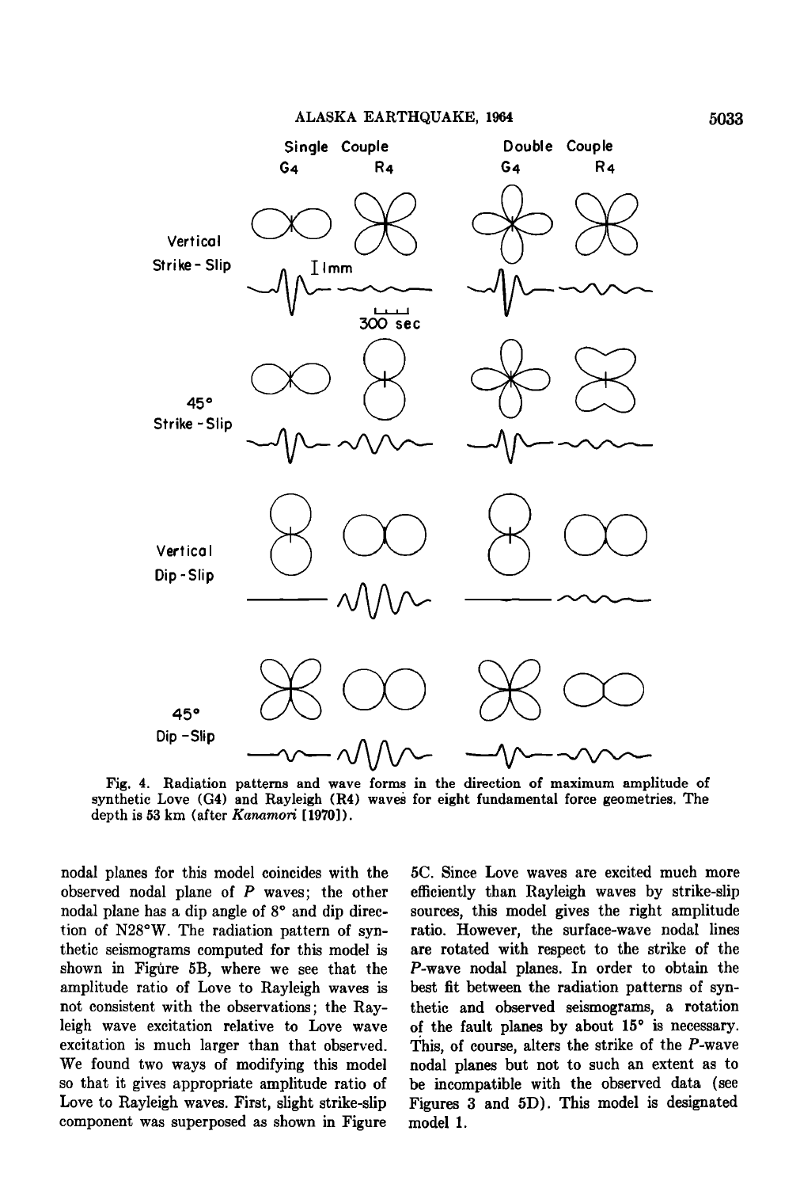Fig. 4. Radiation patterns and wave forms in the direction of maximum amplitude of synthetic Love (G4) and Rayleigh (R4) waves for eight fundamental force geometries. The depth is 53 km (after *Kanamori* [1970]).

nodal planes for this model coincides with the observed nodal plane of *P* waves; the other nodal plane has a dip angle of 8° and dip direction of N28°W. The radiation pattern of synthetic seismograms computed for this model is shown in Figure 5B, where we see that the amplitude ratio of Love to Rayleigh waves is not consistent with the observations; the Rayleigh wave excitation relative to Love wave excitation is much larger than that observed. We found two ways of modifying this model so that it gives appropriate amplitude ratio of Love to Rayleigh waves. First, slight strike-slip component was superposed as shown in Figure 5C. Since Love waves are excited much more efficiently than Rayleigh waves by strike-slip sources, this model gives the right amplitude ratio. However, the surface-wave nodal lines are rotated with respect to the strike of the *P*-wave nodal planes. In order to obtain the best fit between the radiation patterns of synthetic and observed seismograms, a rotation of the fault planes by about 15° is necessary. This, of course, alters the strike of the *P*-wave nodal planes but not to such an extent as to be incompatible with the observed data (see Figures 3 and 5D). This model is designated model 1.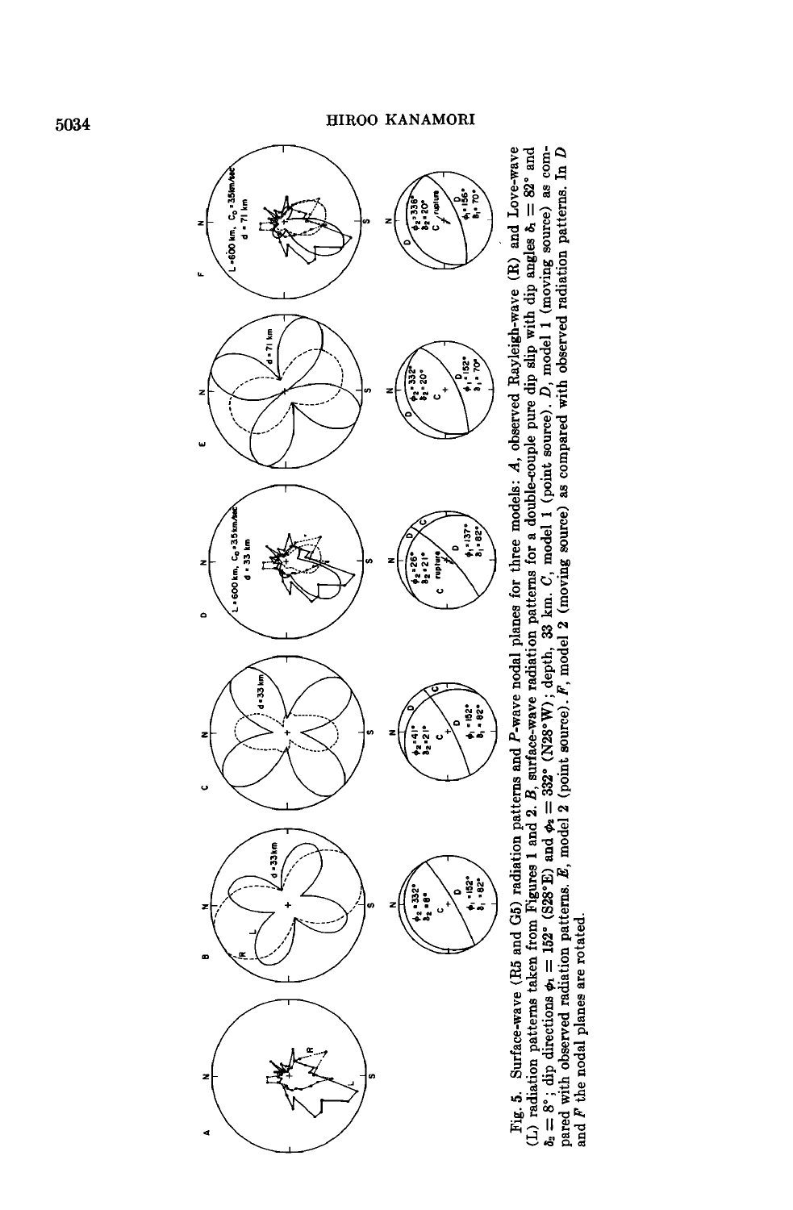Fig. 5. Surface-wave (R5 and G5) radiation patterns and P-wave nodal planes for three models: A, observed Rayleigh-wave (R) and Love-wave (L) radiation patterns taken from Figures 1 and 2. B, surface-wave radiation patterns for a double-couple pure dip slip with dip angles $\delta_1 = 82°$ and $\delta_2 = 8°$; dip directions $\phi_1 = 152°$ (S28°E) and $\phi_2 = 332°$ (N28°W); depth, 33 km. C, model 1 (point source). D, model 1 (moving source) as compared with observed radiation patterns. E, model 2 (point source). F, model 2 (moving source) as compared with observed radiation patterns. In D and F the nodal planes are rotated.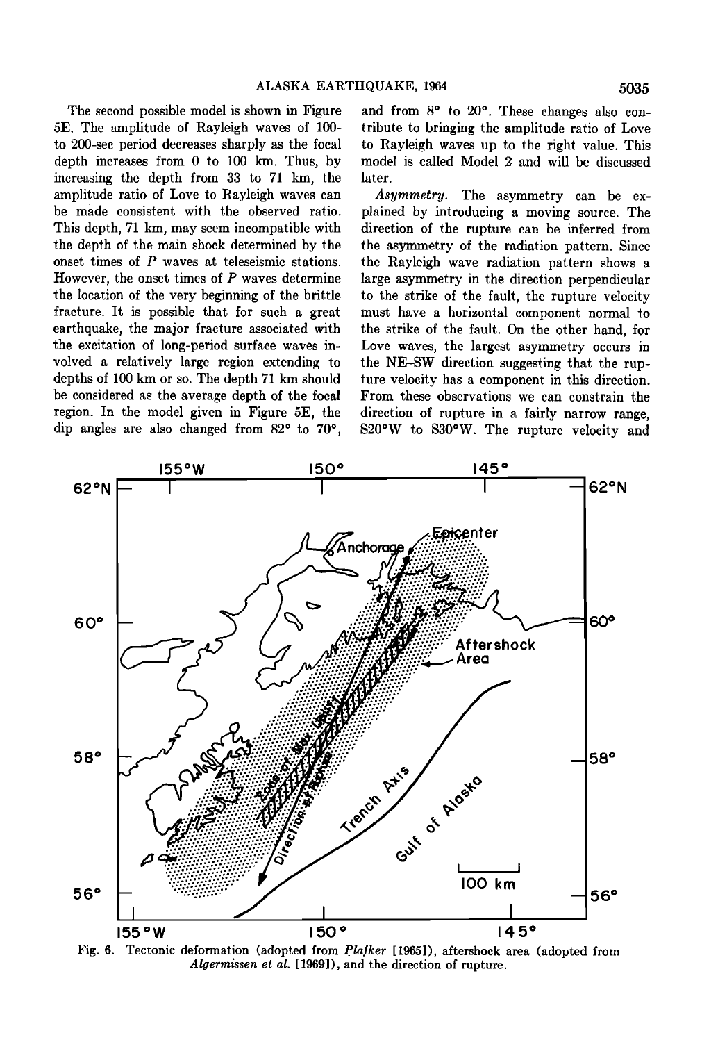The second possible model is shown in Figure 5E. The amplitude of Rayleigh waves of 100- to 200-sec period decreases sharply as the focal depth increases from 0 to 100 km. Thus, by increasing the depth from 33 to 71 km, the amplitude ratio of Love to Rayleigh waves can be made consistent with the observed ratio. This depth, 71 km, may seem incompatible with the depth of the main shock determined by the onset times of *P* waves at teleseismic stations. However, the onset times of *P* waves determine the location of the very beginning of the brittle fracture. It is possible that for such a great earthquake, the major fracture associated with the excitation of long-period surface waves involved a relatively large region extending to depths of 100 km or so. The depth 71 km should be considered as the average depth of the focal region. In the model given in Figure 5E, the dip angles are also changed from 82° to 70°, and from 8° to 20°. These changes also contribute to bringing the amplitude ratio of Love to Rayleigh waves up to the right value. This model is called Model 2 and will be discussed later.

*Asymmetry.* The asymmetry can be explained by introducing a moving source. The direction of the rupture can be inferred from the asymmetry of the radiation pattern. Since the Rayleigh wave radiation pattern shows a large asymmetry in the direction perpendicular to the strike of the fault, the rupture velocity must have a horizontal component normal to the strike of the fault. On the other hand, for Love waves, the largest asymmetry occurs in the NE–SW direction suggesting that the rupture velocity has a component in this direction. From these observations we can constrain the direction of rupture in a fairly narrow range, S20°W to S30°W. The rupture velocity and

Fig. 6. Tectonic deformation (adopted from *Plafker* [1965]), aftershock area (adopted from *Algermissen et al.* [1969]), and the direction of rupture.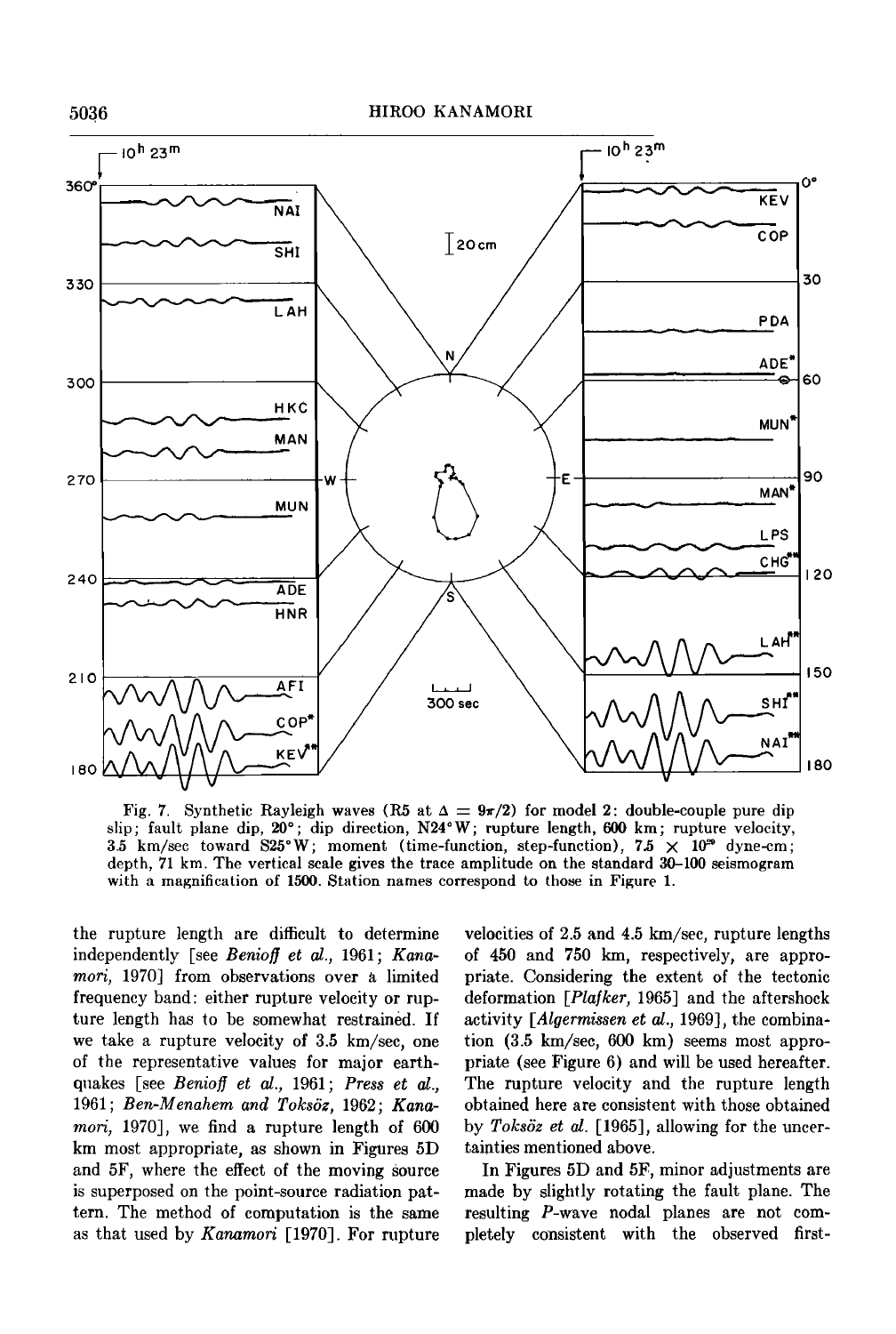Fig. 7. Synthetic Rayleigh waves (R5 at $\Delta = 9\pi/2$) for model 2: double-couple pure dip slip; fault plane dip, 20°; dip direction, N24°W; rupture length, 600 km; rupture velocity, 3.5 km/sec toward S25°W; moment (time-function, step-function), $7.5 \times 10^{29}$ dyne-cm; depth, 71 km. The vertical scale gives the trace amplitude on the standard 30–100 seismogram with a magnification of 1500. Station names correspond to those in Figure 1.

the rupture length are difficult to determine independently [see *Benioff et al.*, 1961; *Kanamori*, 1970] from observations over a limited frequency band: either rupture velocity or rupture length has to be somewhat restrained. If we take a rupture velocity of 3.5 km/sec, one of the representative values for major earthquakes [see *Benioff et al.*, 1961; *Press et al.*, 1961; *Ben-Menahem and Toksöz*, 1962; *Kanamori*, 1970], we find a rupture length of 600 km most appropriate, as shown in Figures 5D and 5F, where the effect of the moving source is superposed on the point-source radiation pattern. The method of computation is the same as that used by *Kanamori* [1970]. For rupture velocities of 2.5 and 4.5 km/sec, rupture lengths of 450 and 750 km, respectively, are appropriate. Considering the extent of the tectonic deformation [*Plafker*, 1965] and the aftershock activity [*Algermissen et al.*, 1969], the combination (3.5 km/sec, 600 km) seems most appropriate (see Figure 6) and will be used hereafter. The rupture velocity and the rupture length obtained here are consistent with those obtained by *Toksöz et al.* [1965], allowing for the uncertainties mentioned above.

In Figures 5D and 5F, minor adjustments are made by slightly rotating the fault plane. The resulting *P*-wave nodal planes are not completely consistent with the observed first-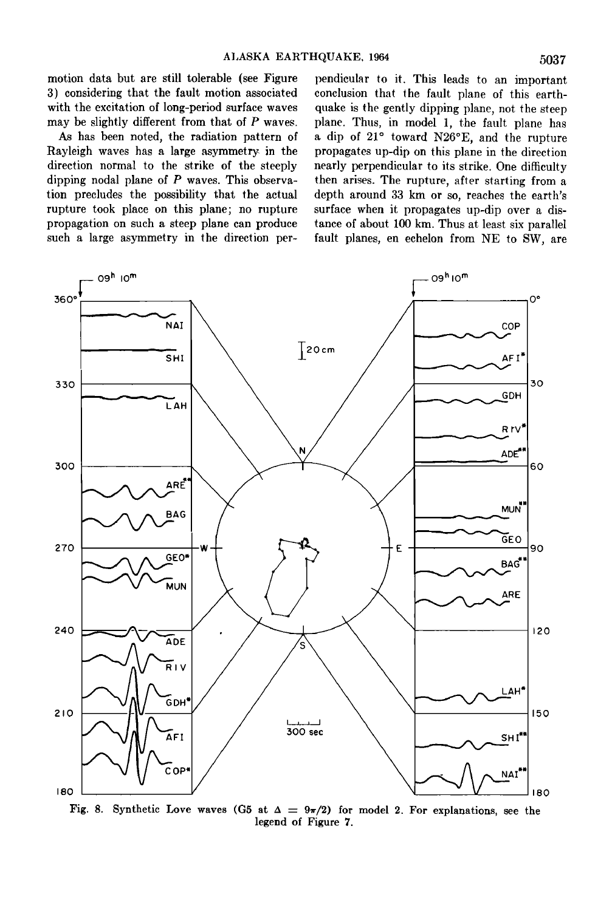motion data but are still tolerable (see Figure 3) considering that the fault motion associated with the excitation of long-period surface waves may be slightly different from that of *P* waves.

As has been noted, the radiation pattern of Rayleigh waves has a large asymmetry in the direction normal to the strike of the steeply dipping nodal plane of *P* waves. This observation precludes the possibility that the actual rupture took place on this plane; no rupture propagation on such a steep plane can produce such a large asymmetry in the direction perpendicular to it. This leads to an important conclusion that the fault plane of this earthquake is the gently dipping plane, not the steep plane. Thus, in model 1, the fault plane has a dip of 21° toward N26°E, and the rupture propagates up-dip on this plane in the direction nearly perpendicular to its strike. One difficulty then arises. The rupture, after starting from a depth around 33 km or so, reaches the earth's surface when it propagates up-dip over a distance of about 100 km. Thus at least six parallel fault planes, en echelon from NE to SW, are

Fig. 8. Synthetic Love waves (G5 at $\Delta = 9\pi/2$) for model 2. For explanations, see the legend of Figure 7.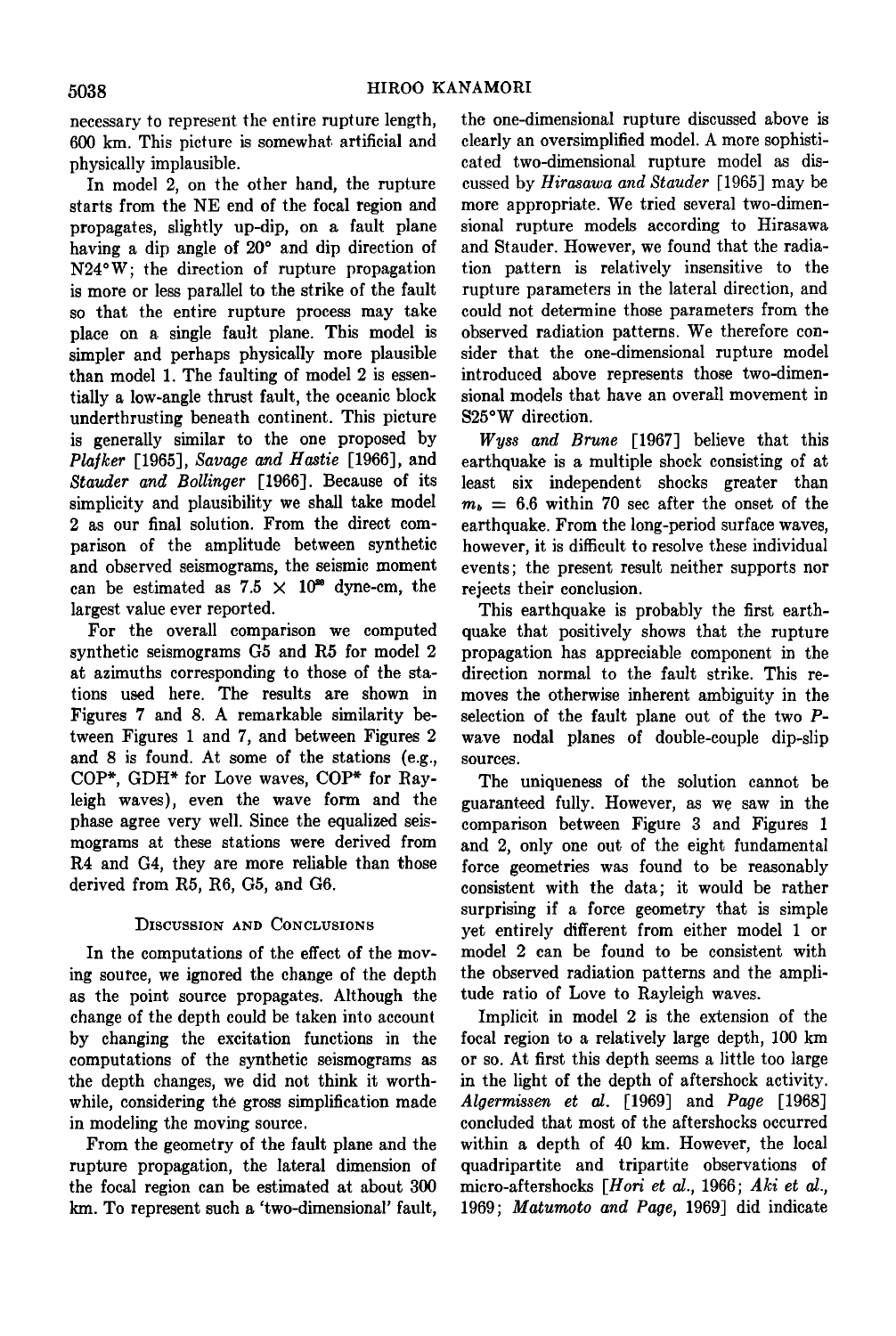necessary to represent the entire rupture length, 600 km. This picture is somewhat artificial and physically implausible.

In model 2, on the other hand, the rupture starts from the NE end of the focal region and propagates, slightly up-dip, on a fault plane having a dip angle of 20° and dip direction of N24°W; the direction of rupture propagation is more or less parallel to the strike of the fault so that the entire rupture process may take place on a single fault plane. This model is simpler and perhaps physically more plausible than model 1. The faulting of model 2 is essentially a low-angle thrust fault, the oceanic block underthrusting beneath continent. This picture is generally similar to the one proposed by *Plafker* [1965], *Savage and Hastie* [1966], and *Stauder and Bollinger* [1966]. Because of its simplicity and plausibility we shall take model 2 as our final solution. From the direct comparison of the amplitude between synthetic and observed seismograms, the seismic moment can be estimated as $7.5 \times 10^{29}$ dyne-cm, the largest value ever reported.

For the overall comparison we computed synthetic seismograms G5 and R5 for model 2 at azimuths corresponding to those of the stations used here. The results are shown in Figures 7 and 8. A remarkable similarity between Figures 1 and 7, and between Figures 2 and 8 is found. At some of the stations (e.g., COP*, GDH* for Love waves, COP* for Rayleigh waves), even the wave form and the phase agree very well. Since the equalized seismograms at these stations were derived from R4 and G4, they are more reliable than those derived from R5, R6, G5, and G6.

## Discussion and Conclusions

In the computations of the effect of the moving source, we ignored the change of the depth as the point source propagates. Although the change of the depth could be taken into account by changing the excitation functions in the computations of the synthetic seismograms as the depth changes, we did not think it worthwhile, considering the gross simplification made in modeling the moving source.

From the geometry of the fault plane and the rupture propagation, the lateral dimension of the focal region can be estimated at about 300 km. To represent such a 'two-dimensional' fault, the one-dimensional rupture discussed above is clearly an oversimplified model. A more sophisticated two-dimensional rupture model as discussed by *Hirasawa and Stauder* [1965] may be more appropriate. We tried several two-dimensional rupture models according to Hirasawa and Stauder. However, we found that the radiation pattern is relatively insensitive to the rupture parameters in the lateral direction, and could not determine those parameters from the observed radiation patterns. We therefore consider that the one-dimensional rupture model introduced above represents those two-dimensional models that have an overall movement in S25°W direction.

*Wyss and Brune* [1967] believe that this earthquake is a multiple shock consisting of at least six independent shocks greater than $m_b = 6.6$ within 70 sec after the onset of the earthquake. From the long-period surface waves, however, it is difficult to resolve these individual events; the present result neither supports nor rejects their conclusion.

This earthquake is probably the first earthquake that positively shows that the rupture propagation has appreciable component in the direction normal to the fault strike. This removes the otherwise inherent ambiguity in the selection of the fault plane out of the two *P*-wave nodal planes of double-couple dip-slip sources.

The uniqueness of the solution cannot be guaranteed fully. However, as we saw in the comparison between Figure 3 and Figures 1 and 2, only one out of the eight fundamental force geometries was found to be reasonably consistent with the data; it would be rather surprising if a force geometry that is simple yet entirely different from either model 1 or model 2 can be found to be consistent with the observed radiation patterns and the amplitude ratio of Love to Rayleigh waves.

Implicit in model 2 is the extension of the focal region to a relatively large depth, 100 km or so. At first this depth seems a little too large in the light of the depth of aftershock activity. *Algermissen et al.* [1969] and *Page* [1968] concluded that most of the aftershocks occurred within a depth of 40 km. However, the local quadripartite and tripartite observations of micro-aftershocks [*Hori et al.*, 1966; *Aki et al.*, 1969; *Matumoto and Page*, 1969] did indicate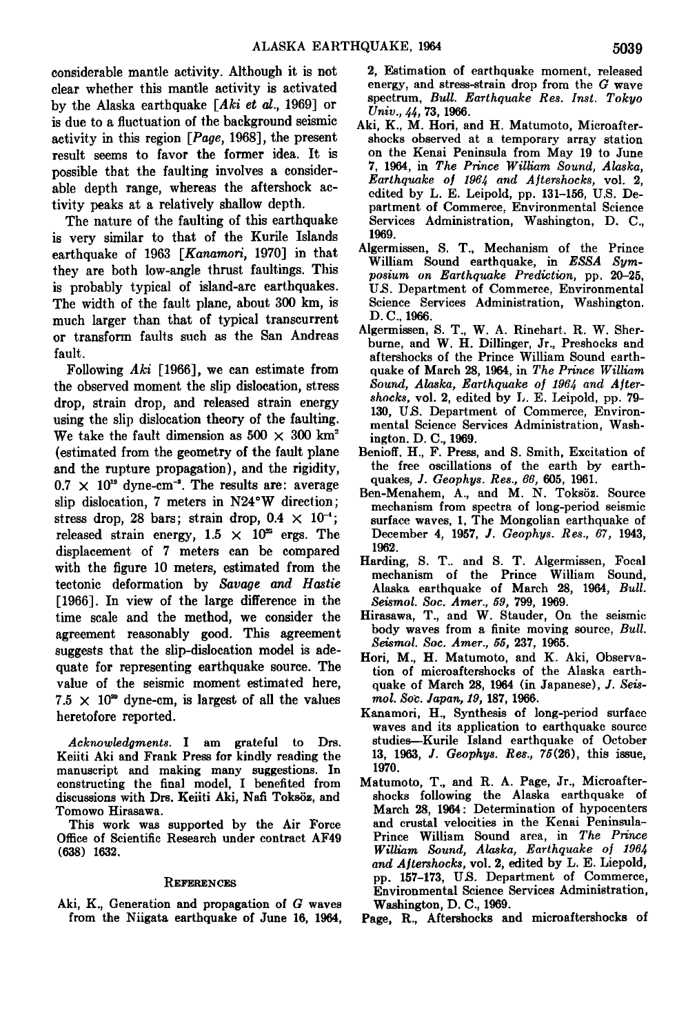considerable mantle activity. Although it is not clear whether this mantle activity is activated by the Alaska earthquake [*Aki et al.*, 1969] or is due to a fluctuation of the background seismic activity in this region [*Page*, 1968], the present result seems to favor the former idea. It is possible that the faulting involves a considerable depth range, whereas the aftershock activity peaks at a relatively shallow depth.

The nature of the faulting of this earthquake is very similar to that of the Kurile Islands earthquake of 1963 [*Kanamori*, 1970] in that they are both low-angle thrust faultings. This is probably typical of island-arc earthquakes. The width of the fault plane, about 300 km, is much larger than that of typical transcurrent or transform faults such as the San Andreas fault.

Following *Aki* [1966], we can estimate from the observed moment the slip dislocation, stress drop, strain drop, and released strain energy using the slip dislocation theory of the faulting. We take the fault dimension as $500 \times 300$ km$^2$ (estimated from the geometry of the fault plane and the rupture propagation), and the rigidity, $0.7 \times 10^{12}$ dyne-cm$^{-2}$. The results are: average slip dislocation, 7 meters in N24°W direction; stress drop, 28 bars; strain drop, $0.4 \times 10^{-4}$; released strain energy, $1.5 \times 10^{25}$ ergs. The displacement of 7 meters can be compared with the figure 10 meters, estimated from the tectonic deformation by *Savage and Hastie* [1966]. In view of the large difference in the time scale and the method, we consider the agreement reasonably good. This agreement suggests that the slip-dislocation model is adequate for representing earthquake source. The value of the seismic moment estimated here, $7.5 \times 10^{29}$ dyne-cm, is largest of all the values heretofore reported.

*Acknowledgments.* I am grateful to Drs. Keiiti Aki and Frank Press for kindly reading the manuscript and making many suggestions. In constructing the final model, I benefited from discussions with Drs. Keiiti Aki, Nafi Toksöz, and Tomowo Hirasawa.

This work was supported by the Air Force Office of Scientific Research under contract AF49 (638) 1632.

## References

Aki, K., Generation and propagation of G waves from the Niigata earthquake of June 16, 1964, 2, Estimation of earthquake moment, released energy, and stress-strain drop from the G wave spectrum, *Bull. Earthquake Res. Inst. Tokyo Univ.*, *44*, 73, 1966.

Aki, K., M. Hori, and H. Matumoto, Microaftershocks observed at a temporary array station on the Kenai Peninsula from May 19 to June 7, 1964, in *The Prince William Sound, Alaska, Earthquake of 1964 and Aftershocks*, vol. 2, edited by L. E. Leipold, pp. 131–156, U.S. Department of Commerce, Environmental Science Services Administration, Washington, D. C., 1969.

Algermissen, S. T., Mechanism of the Prince William Sound earthquake, in *ESSA Symposium on Earthquake Prediction*, pp. 20–25, U.S. Department of Commerce, Environmental Science Services Administration, Washington. D. C., 1966.

Algermissen, S. T., W. A. Rinehart, R. W. Sherburne, and W. H. Dillinger, Jr., Preshocks and aftershocks of the Prince William Sound earthquake of March 28, 1964, in *The Prince William Sound, Alaska, Earthquake of 1964 and Aftershocks*, vol. 2, edited by L. E. Leipold, pp. 79–130, U.S. Department of Commerce, Environmental Science Services Administration, Washington. D. C., 1969.

Benioff, H., F. Press, and S. Smith, Excitation of the free oscillations of the earth by earthquakes, *J. Geophys. Res.*, *66*, 605, 1961.

Ben-Menahem, A., and M. N. Toksöz. Source mechanism from spectra of long-period seismic surface waves, 1, The Mongolian earthquake of December 4, 1957, *J. Geophys. Res.*, *67*, 1943, 1962.

Harding, S. T.. and S. T. Algermissen, Focal mechanism of the Prince William Sound, Alaska earthquake of March 28, 1964, *Bull. Seismol. Soc. Amer.*, *59*, 799, 1969.

Hirasawa, T., and W. Stauder, On the seismic body waves from a finite moving source, *Bull. Seismol. Soc. Amer.*, *55*, 237, 1965.

Hori, M., H. Matumoto, and K. Aki, Observation of microaftershocks of the Alaska earthquake of March 28, 1964 (in Japanese), *J. Seismol. Soc. Japan*, *19*, 187, 1966.

Kanamori, H., Synthesis of long-period surface waves and its application to earthquake source studies—Kurile Island earthquake of October 13, 1963, *J. Geophys. Res.*, *75*(26), this issue, 1970.

Matumoto, T., and R. A. Page, Jr., Microaftershocks following the Alaska earthquake of March 28, 1964: Determination of hypocenters and crustal velocities in the Kenai Peninsula-Prince William Sound area, in *The Prince William Sound, Alaska, Earthquake of 1964 and Aftershocks*, vol. 2, edited by L. E. Liepold, pp. 157–173, U.S. Department of Commerce, Environmental Science Services Administration, Washington, D. C., 1969.

Page, R., Aftershocks and microaftershocks of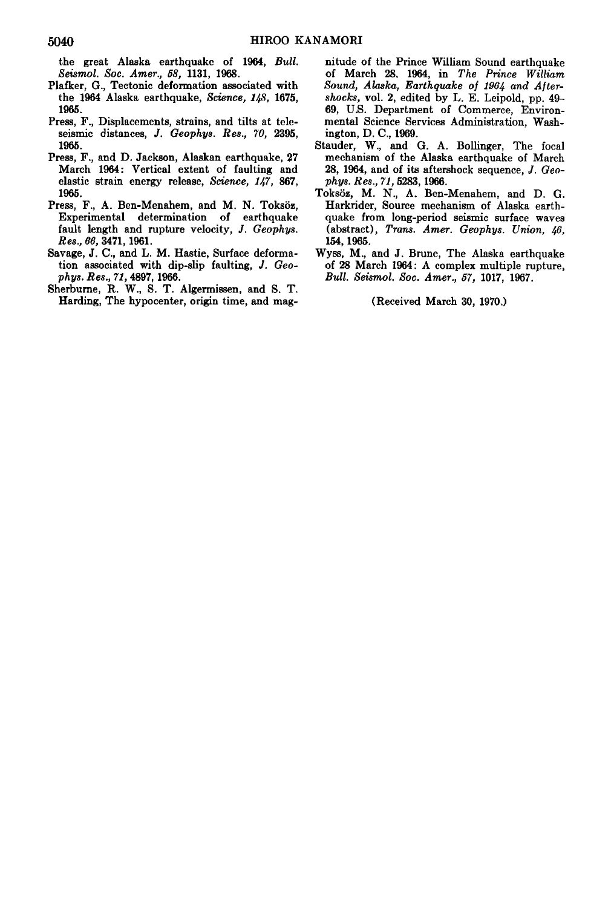the great Alaska earthquake of 1964, *Bull. Seismol. Soc. Amer., 58,* 1131, 1968.

Plafker, G., Tectonic deformation associated with the 1964 Alaska earthquake, *Science, 148,* 1675, 1965.

Press, F., Displacements, strains, and tilts at teleseismic distances, *J. Geophys. Res., 70,* 2395, 1965.

Press, F., and D. Jackson, Alaskan earthquake, 27 March 1964: Vertical extent of faulting and elastic strain energy release, *Science, 147,* 867, 1965.

Press, F., A. Ben-Menahem, and M. N. Toksöz, Experimental determination of earthquake fault length and rupture velocity, *J. Geophys. Res., 66,* 3471, 1961.

Savage, J. C., and L. M. Hastie, Surface deformation associated with dip-slip faulting, *J. Geophys. Res., 71,* 4897, 1966.

Sherburne, R. W., S. T. Algermissen, and S. T. Harding, The hypocenter, origin time, and magnitude of the Prince William Sound earthquake of March 28, 1964, in *The Prince William Sound, Alaska, Earthquake of 1964 and Aftershocks,* vol. 2, edited by L. E. Leipold, pp. 49–69, U.S. Department of Commerce, Environmental Science Services Administration, Washington, D. C., 1969.

Stauder, W., and G. A. Bollinger, The focal mechanism of the Alaska earthquake of March 28, 1964, and of its aftershock sequence, *J. Geophys. Res., 71,* 5283, 1966.

Toksöz, M. N., A. Ben-Menahem, and D. G. Harkrider, Source mechanism of Alaska earthquake from long-period seismic surface waves (abstract), *Trans. Amer. Geophys. Union, 46,* 154, 1965.

Wyss, M., and J. Brune, The Alaska earthquake of 28 March 1964: A complex multiple rupture, *Bull. Seismol. Soc. Amer., 57,* 1017, 1967.

(Received March 30, 1970.)